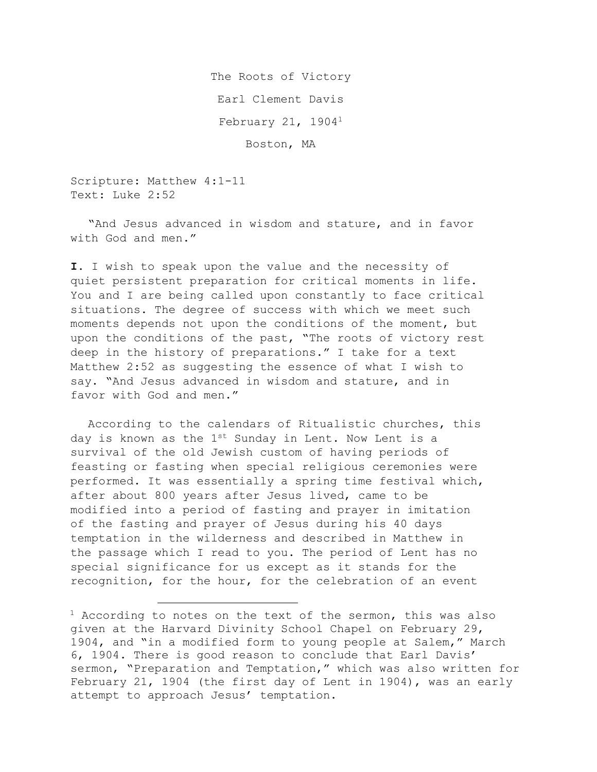# The Roots of Victory

Earl Clement Davis

February 21, 1904[1]

Boston, MA

Scripture: Matthew 4:1-11
Text: Luke 2:52

"And Jesus advanced in wisdom and stature, and in favor with God and men."

**I**. I wish to speak upon the value and the necessity of quiet persistent preparation for critical moments in life. You and I are being called upon constantly to face critical situations. The degree of success with which we meet such moments depends not upon the conditions of the moment, but upon the conditions of the past, "The roots of victory rest deep in the history of preparations." I take for a text Matthew 2:52 as suggesting the essence of what I wish to say. "And Jesus advanced in wisdom and stature, and in favor with God and men."

According to the calendars of Ritualistic churches, this day is known as the 1st Sunday in Lent. Now Lent is a survival of the old Jewish custom of having periods of feasting or fasting when special religious ceremonies were performed. It was essentially a spring time festival which, after about 800 years after Jesus lived, came to be modified into a period of fasting and prayer in imitation of the fasting and prayer of Jesus during his 40 days temptation in the wilderness and described in Matthew in the passage which I read to you. The period of Lent has no special significance for us except as it stands for the recognition, for the hour, for the celebration of an event

---

[1] According to notes on the text of the sermon, this was also given at the Harvard Divinity School Chapel on February 29, 1904, and "in a modified form to young people at Salem," March 6, 1904. There is good reason to conclude that Earl Davis' sermon, "Preparation and Temptation," which was also written for February 21, 1904 (the first day of Lent in 1904), was an early attempt to approach Jesus' temptation.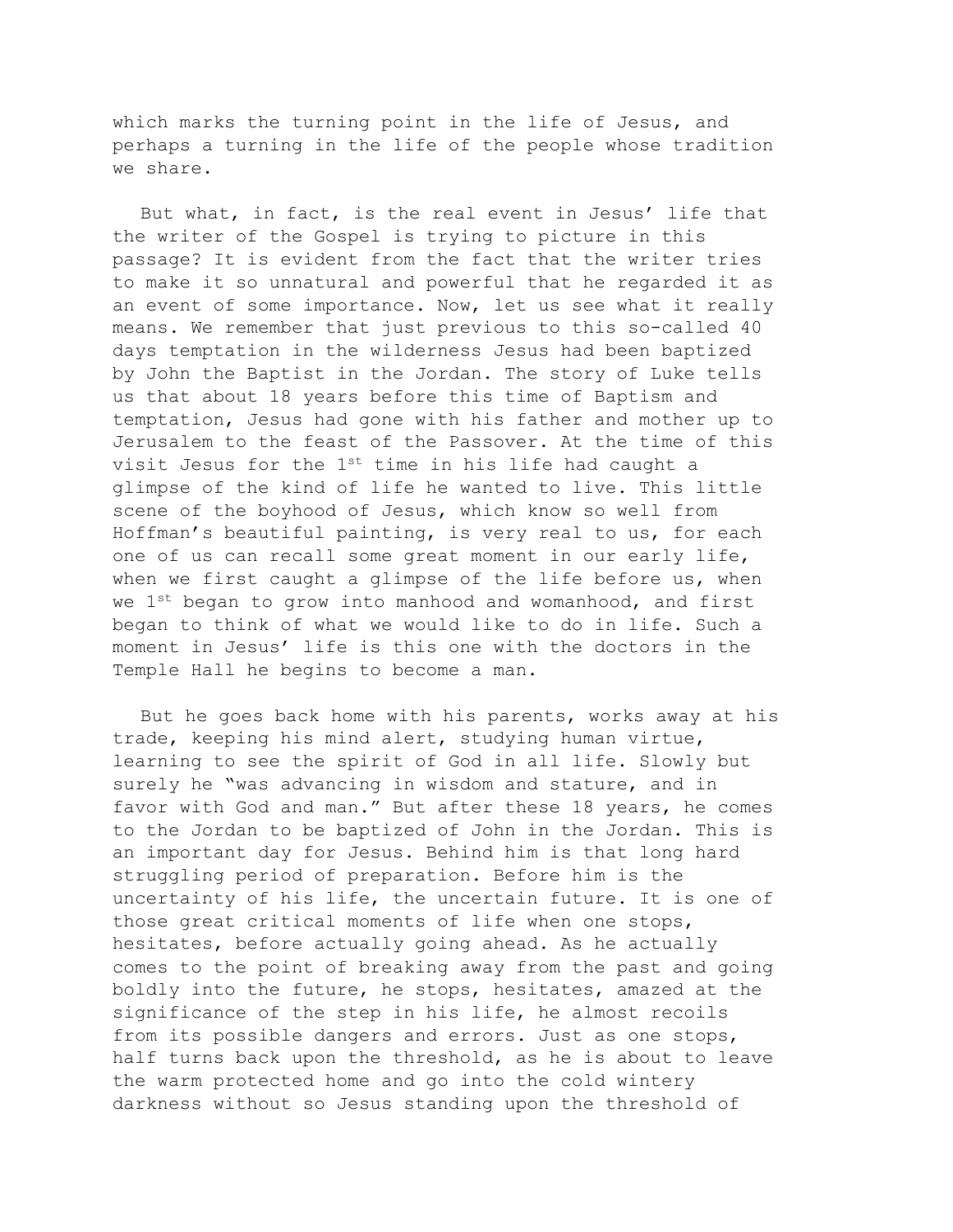which marks the turning point in the life of Jesus, and perhaps a turning in the life of the people whose tradition we share.

But what, in fact, is the real event in Jesus' life that the writer of the Gospel is trying to picture in this passage? It is evident from the fact that the writer tries to make it so unnatural and powerful that he regarded it as an event of some importance. Now, let us see what it really means. We remember that just previous to this so-called 40 days temptation in the wilderness Jesus had been baptized by John the Baptist in the Jordan. The story of Luke tells us that about 18 years before this time of Baptism and temptation, Jesus had gone with his father and mother up to Jerusalem to the feast of the Passover. At the time of this visit Jesus for the 1st time in his life had caught a glimpse of the kind of life he wanted to live. This little scene of the boyhood of Jesus, which know so well from Hoffman's beautiful painting, is very real to us, for each one of us can recall some great moment in our early life, when we first caught a glimpse of the life before us, when we 1st began to grow into manhood and womanhood, and first began to think of what we would like to do in life. Such a moment in Jesus' life is this one with the doctors in the Temple Hall he begins to become a man.

But he goes back home with his parents, works away at his trade, keeping his mind alert, studying human virtue, learning to see the spirit of God in all life. Slowly but surely he "was advancing in wisdom and stature, and in favor with God and man." But after these 18 years, he comes to the Jordan to be baptized of John in the Jordan. This is an important day for Jesus. Behind him is that long hard struggling period of preparation. Before him is the uncertainty of his life, the uncertain future. It is one of those great critical moments of life when one stops, hesitates, before actually going ahead. As he actually comes to the point of breaking away from the past and going boldly into the future, he stops, hesitates, amazed at the significance of the step in his life, he almost recoils from its possible dangers and errors. Just as one stops, half turns back upon the threshold, as he is about to leave the warm protected home and go into the cold wintery darkness without so Jesus standing upon the threshold of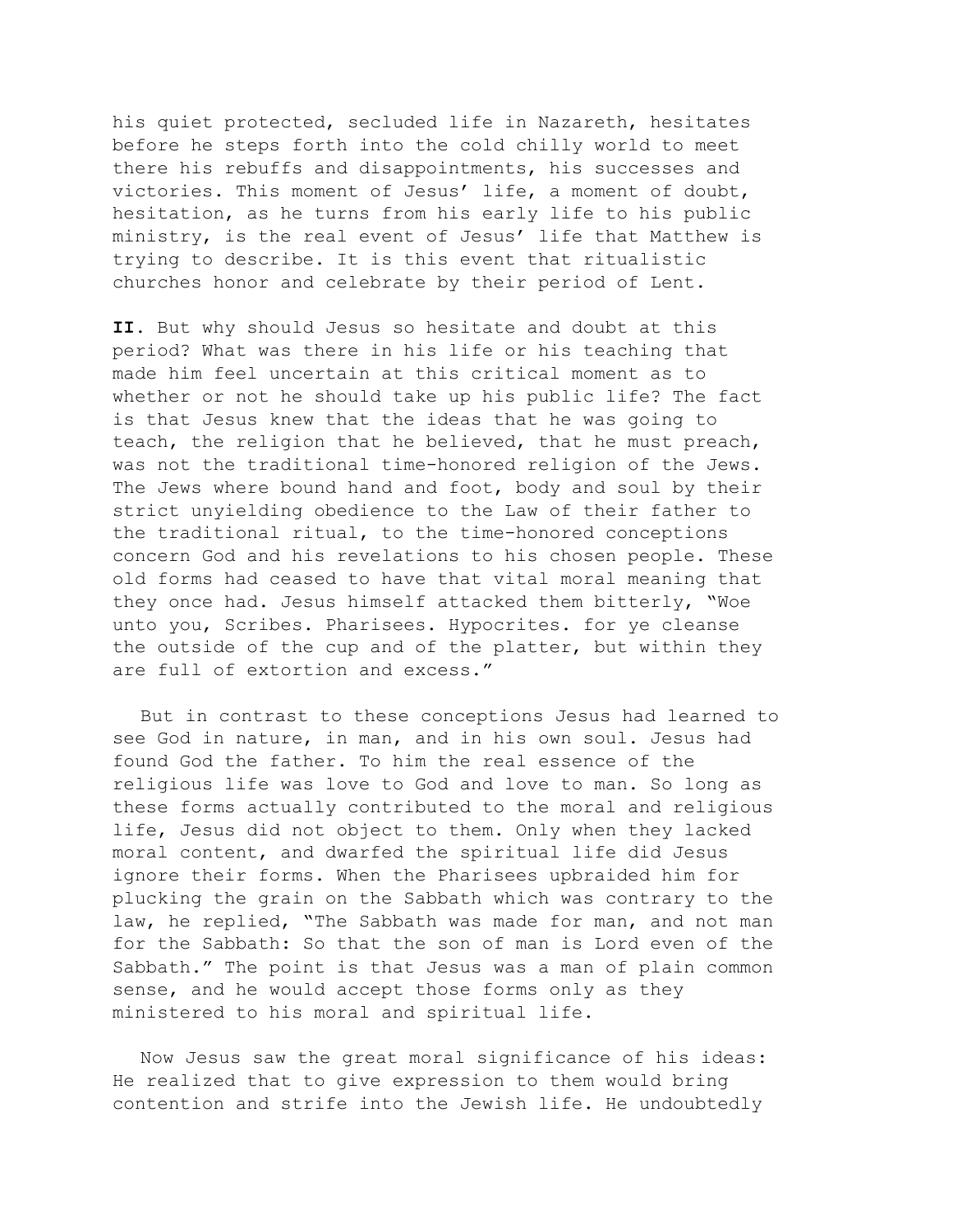his quiet protected, secluded life in Nazareth, hesitates before he steps forth into the cold chilly world to meet there his rebuffs and disappointments, his successes and victories. This moment of Jesus' life, a moment of doubt, hesitation, as he turns from his early life to his public ministry, is the real event of Jesus' life that Matthew is trying to describe. It is this event that ritualistic churches honor and celebrate by their period of Lent.

**II.** But why should Jesus so hesitate and doubt at this period? What was there in his life or his teaching that made him feel uncertain at this critical moment as to whether or not he should take up his public life? The fact is that Jesus knew that the ideas that he was going to teach, the religion that he believed, that he must preach, was not the traditional time-honored religion of the Jews. The Jews where bound hand and foot, body and soul by their strict unyielding obedience to the Law of their father to the traditional ritual, to the time-honored conceptions concern God and his revelations to his chosen people. These old forms had ceased to have that vital moral meaning that they once had. Jesus himself attacked them bitterly, "Woe unto you, Scribes. Pharisees. Hypocrites. for ye cleanse the outside of the cup and of the platter, but within they are full of extortion and excess."

But in contrast to these conceptions Jesus had learned to see God in nature, in man, and in his own soul. Jesus had found God the father. To him the real essence of the religious life was love to God and love to man. So long as these forms actually contributed to the moral and religious life, Jesus did not object to them. Only when they lacked moral content, and dwarfed the spiritual life did Jesus ignore their forms. When the Pharisees upbraided him for plucking the grain on the Sabbath which was contrary to the law, he replied, "The Sabbath was made for man, and not man for the Sabbath: So that the son of man is Lord even of the Sabbath." The point is that Jesus was a man of plain common sense, and he would accept those forms only as they ministered to his moral and spiritual life.

Now Jesus saw the great moral significance of his ideas: He realized that to give expression to them would bring contention and strife into the Jewish life. He undoubtedly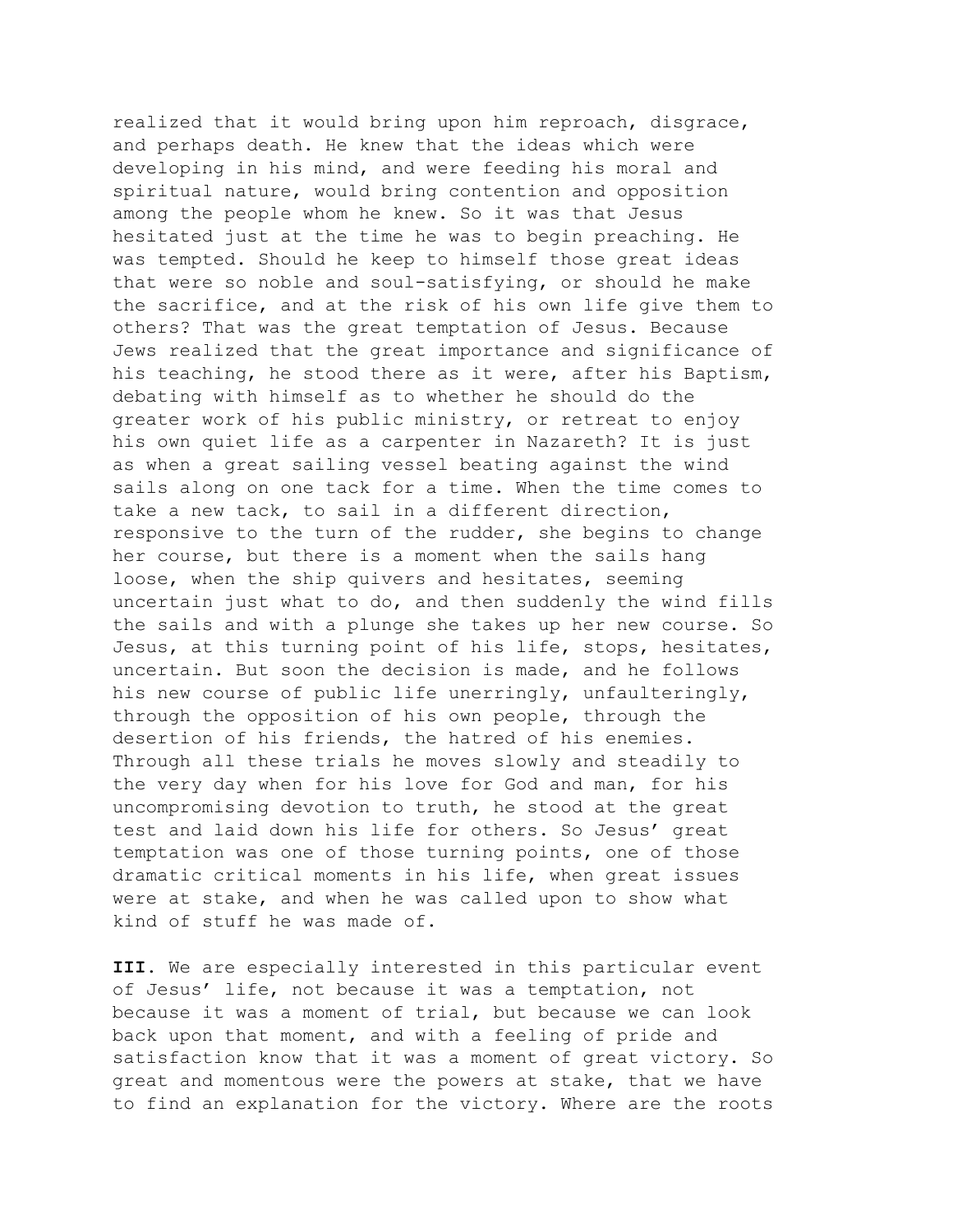realized that it would bring upon him reproach, disgrace, and perhaps death. He knew that the ideas which were developing in his mind, and were feeding his moral and spiritual nature, would bring contention and opposition among the people whom he knew. So it was that Jesus hesitated just at the time he was to begin preaching. He was tempted. Should he keep to himself those great ideas that were so noble and soul-satisfying, or should he make the sacrifice, and at the risk of his own life give them to others? That was the great temptation of Jesus. Because Jews realized that the great importance and significance of his teaching, he stood there as it were, after his Baptism, debating with himself as to whether he should do the greater work of his public ministry, or retreat to enjoy his own quiet life as a carpenter in Nazareth? It is just as when a great sailing vessel beating against the wind sails along on one tack for a time. When the time comes to take a new tack, to sail in a different direction, responsive to the turn of the rudder, she begins to change her course, but there is a moment when the sails hang loose, when the ship quivers and hesitates, seeming uncertain just what to do, and then suddenly the wind fills the sails and with a plunge she takes up her new course. So Jesus, at this turning point of his life, stops, hesitates, uncertain. But soon the decision is made, and he follows his new course of public life unerringly, unfaulteringly, through the opposition of his own people, through the desertion of his friends, the hatred of his enemies. Through all these trials he moves slowly and steadily to the very day when for his love for God and man, for his uncompromising devotion to truth, he stood at the great test and laid down his life for others. So Jesus' great temptation was one of those turning points, one of those dramatic critical moments in his life, when great issues were at stake, and when he was called upon to show what kind of stuff he was made of.

**III.** We are especially interested in this particular event of Jesus' life, not because it was a temptation, not because it was a moment of trial, but because we can look back upon that moment, and with a feeling of pride and satisfaction know that it was a moment of great victory. So great and momentous were the powers at stake, that we have to find an explanation for the victory. Where are the roots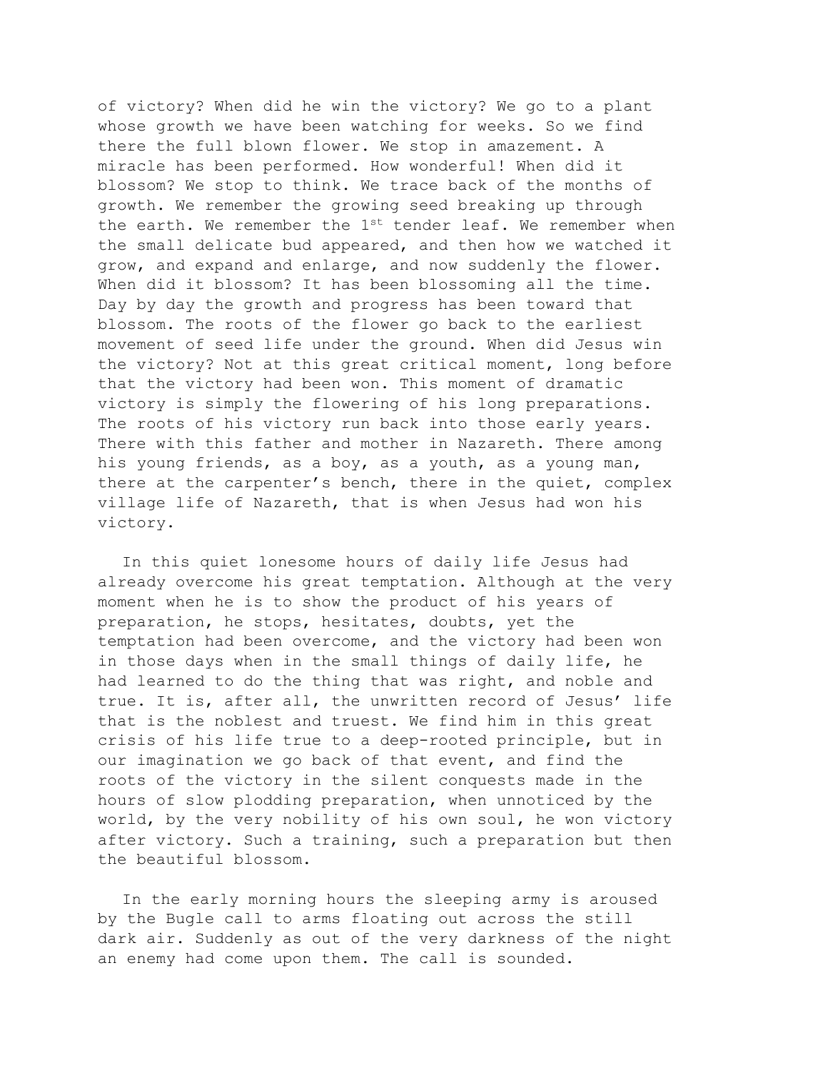of victory? When did he win the victory? We go to a plant whose growth we have been watching for weeks. So we find there the full blown flower. We stop in amazement. A miracle has been performed. How wonderful! When did it blossom? We stop to think. We trace back of the months of growth. We remember the growing seed breaking up through the earth. We remember the 1st tender leaf. We remember when the small delicate bud appeared, and then how we watched it grow, and expand and enlarge, and now suddenly the flower. When did it blossom? It has been blossoming all the time. Day by day the growth and progress has been toward that blossom. The roots of the flower go back to the earliest movement of seed life under the ground. When did Jesus win the victory? Not at this great critical moment, long before that the victory had been won. This moment of dramatic victory is simply the flowering of his long preparations. The roots of his victory run back into those early years. There with this father and mother in Nazareth. There among his young friends, as a boy, as a youth, as a young man, there at the carpenter's bench, there in the quiet, complex village life of Nazareth, that is when Jesus had won his victory.

In this quiet lonesome hours of daily life Jesus had already overcome his great temptation. Although at the very moment when he is to show the product of his years of preparation, he stops, hesitates, doubts, yet the temptation had been overcome, and the victory had been won in those days when in the small things of daily life, he had learned to do the thing that was right, and noble and true. It is, after all, the unwritten record of Jesus' life that is the noblest and truest. We find him in this great crisis of his life true to a deep-rooted principle, but in our imagination we go back of that event, and find the roots of the victory in the silent conquests made in the hours of slow plodding preparation, when unnoticed by the world, by the very nobility of his own soul, he won victory after victory. Such a training, such a preparation but then the beautiful blossom.

In the early morning hours the sleeping army is aroused by the Bugle call to arms floating out across the still dark air. Suddenly as out of the very darkness of the night an enemy had come upon them. The call is sounded.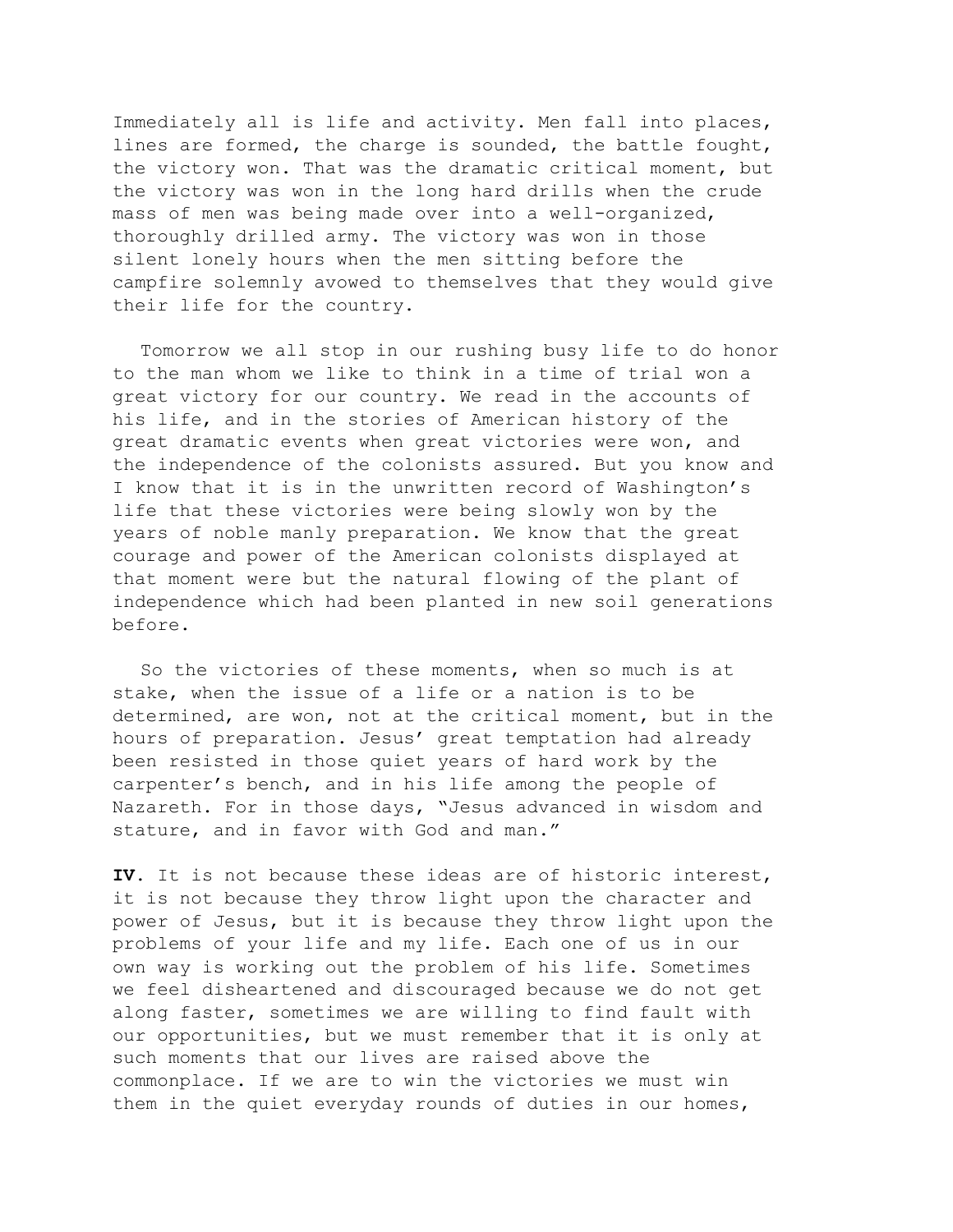Immediately all is life and activity. Men fall into places, lines are formed, the charge is sounded, the battle fought, the victory won. That was the dramatic critical moment, but the victory was won in the long hard drills when the crude mass of men was being made over into a well-organized, thoroughly drilled army. The victory was won in those silent lonely hours when the men sitting before the campfire solemnly avowed to themselves that they would give their life for the country.

Tomorrow we all stop in our rushing busy life to do honor to the man whom we like to think in a time of trial won a great victory for our country. We read in the accounts of his life, and in the stories of American history of the great dramatic events when great victories were won, and the independence of the colonists assured. But you know and I know that it is in the unwritten record of Washington's life that these victories were being slowly won by the years of noble manly preparation. We know that the great courage and power of the American colonists displayed at that moment were but the natural flowing of the plant of independence which had been planted in new soil generations before.

So the victories of these moments, when so much is at stake, when the issue of a life or a nation is to be determined, are won, not at the critical moment, but in the hours of preparation. Jesus' great temptation had already been resisted in those quiet years of hard work by the carpenter's bench, and in his life among the people of Nazareth. For in those days, "Jesus advanced in wisdom and stature, and in favor with God and man."

**IV.** It is not because these ideas are of historic interest, it is not because they throw light upon the character and power of Jesus, but it is because they throw light upon the problems of your life and my life. Each one of us in our own way is working out the problem of his life. Sometimes we feel disheartened and discouraged because we do not get along faster, sometimes we are willing to find fault with our opportunities, but we must remember that it is only at such moments that our lives are raised above the commonplace. If we are to win the victories we must win them in the quiet everyday rounds of duties in our homes,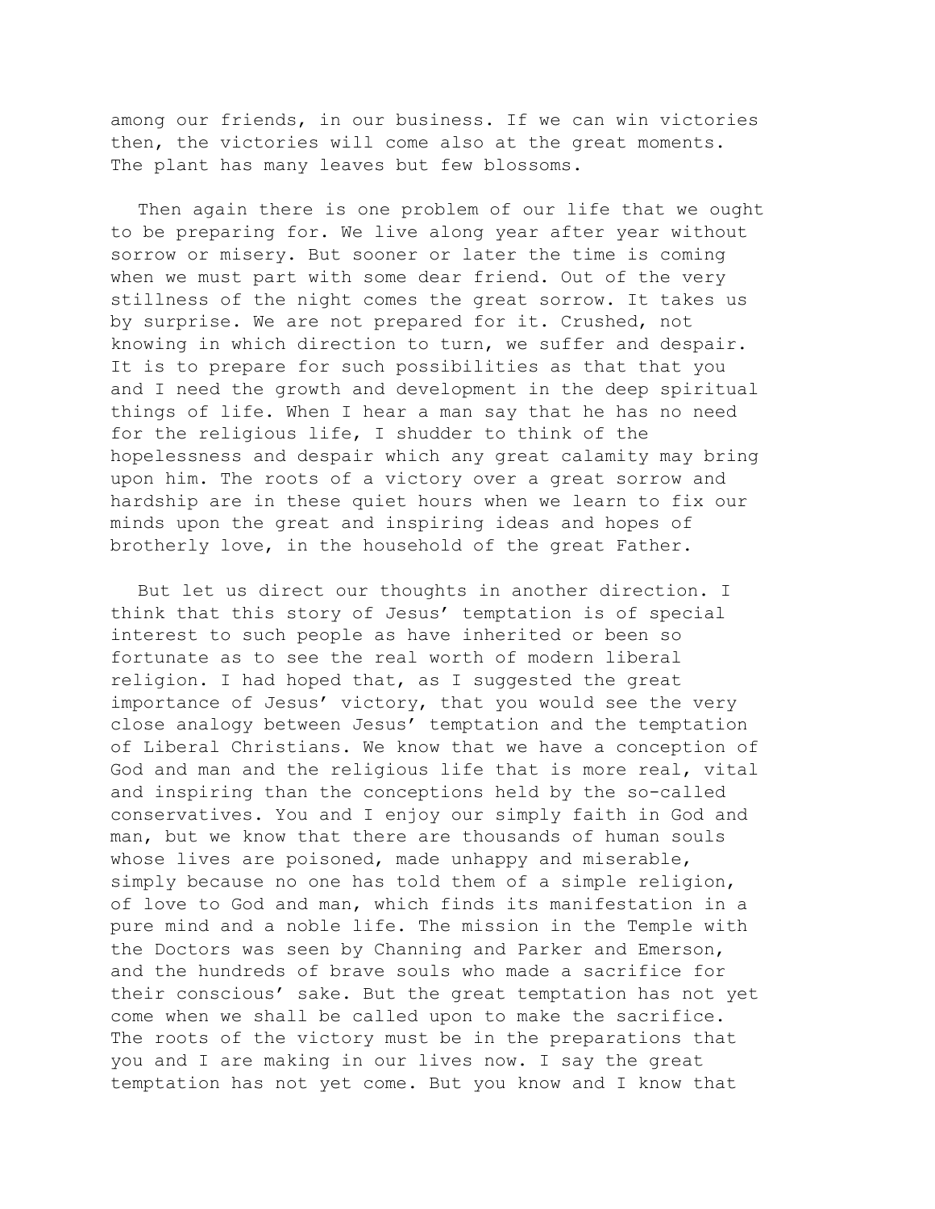among our friends, in our business. If we can win victories then, the victories will come also at the great moments. The plant has many leaves but few blossoms.

Then again there is one problem of our life that we ought to be preparing for. We live along year after year without sorrow or misery. But sooner or later the time is coming when we must part with some dear friend. Out of the very stillness of the night comes the great sorrow. It takes us by surprise. We are not prepared for it. Crushed, not knowing in which direction to turn, we suffer and despair. It is to prepare for such possibilities as that that you and I need the growth and development in the deep spiritual things of life. When I hear a man say that he has no need for the religious life, I shudder to think of the hopelessness and despair which any great calamity may bring upon him. The roots of a victory over a great sorrow and hardship are in these quiet hours when we learn to fix our minds upon the great and inspiring ideas and hopes of brotherly love, in the household of the great Father.

But let us direct our thoughts in another direction. I think that this story of Jesus' temptation is of special interest to such people as have inherited or been so fortunate as to see the real worth of modern liberal religion. I had hoped that, as I suggested the great importance of Jesus' victory, that you would see the very close analogy between Jesus' temptation and the temptation of Liberal Christians. We know that we have a conception of God and man and the religious life that is more real, vital and inspiring than the conceptions held by the so-called conservatives. You and I enjoy our simply faith in God and man, but we know that there are thousands of human souls whose lives are poisoned, made unhappy and miserable, simply because no one has told them of a simple religion, of love to God and man, which finds its manifestation in a pure mind and a noble life. The mission in the Temple with the Doctors was seen by Channing and Parker and Emerson, and the hundreds of brave souls who made a sacrifice for their conscious' sake. But the great temptation has not yet come when we shall be called upon to make the sacrifice. The roots of the victory must be in the preparations that you and I are making in our lives now. I say the great temptation has not yet come. But you know and I know that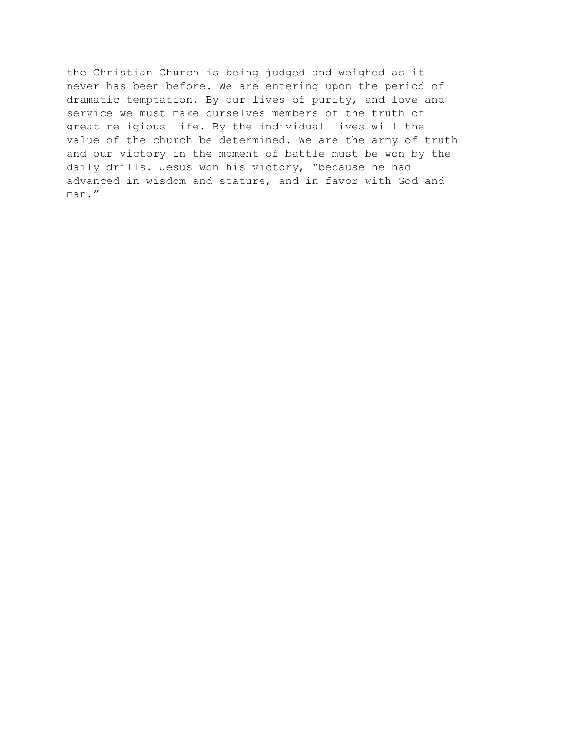the Christian Church is being judged and weighed as it never has been before. We are entering upon the period of dramatic temptation. By our lives of purity, and love and service we must make ourselves members of the truth of great religious life. By the individual lives will the value of the church be determined. We are the army of truth and our victory in the moment of battle must be won by the daily drills. Jesus won his victory, "because he had advanced in wisdom and stature, and in favor with God and man."